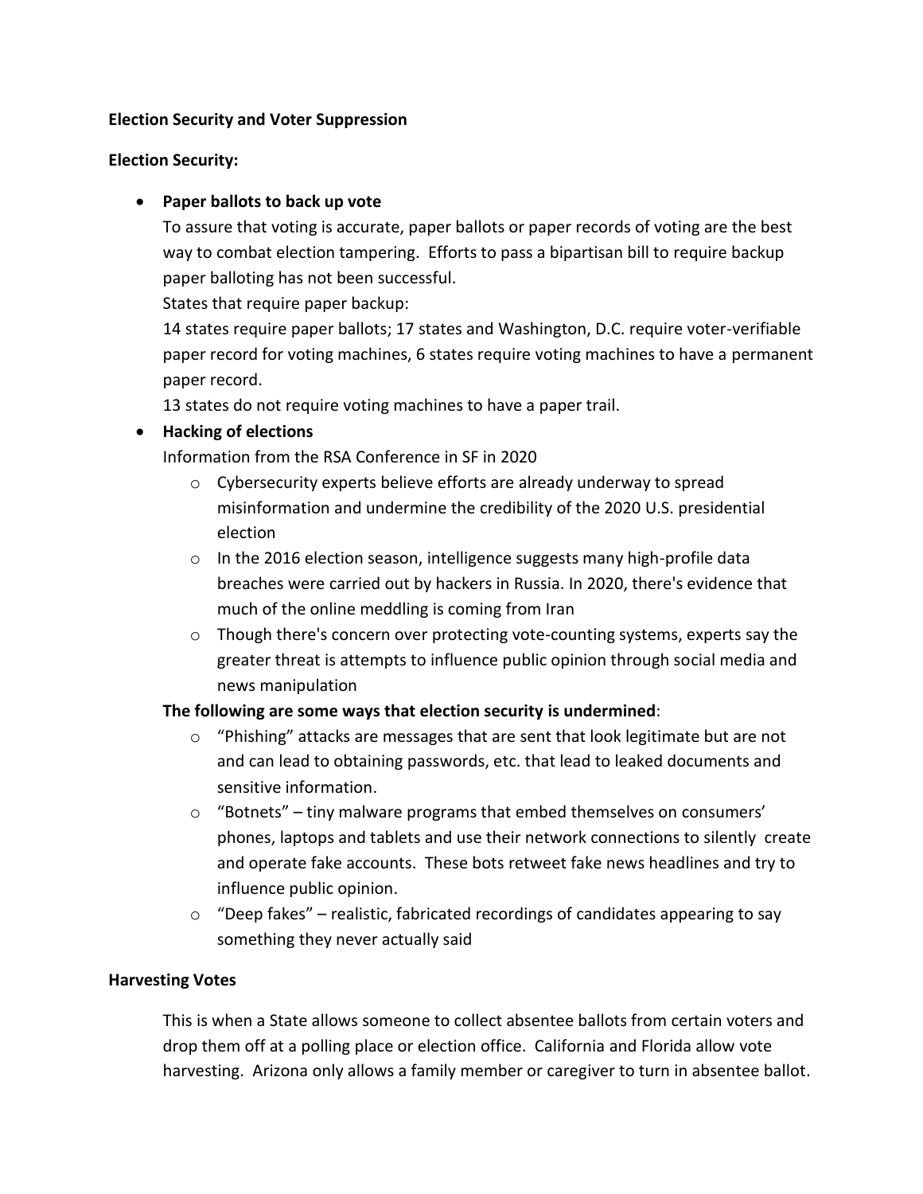**Election Security and Voter Suppression**

**Election Security:**

- **Paper ballots to back up vote**

  To assure that voting is accurate, paper ballots or paper records of voting are the best way to combat election tampering. Efforts to pass a bipartisan bill to require backup paper balloting has not been successful.

  States that require paper backup:

  14 states require paper ballots; 17 states and Washington, D.C. require voter-verifiable paper record for voting machines, 6 states require voting machines to have a permanent paper record.

  13 states do not require voting machines to have a paper trail.

- **Hacking of elections**

  Information from the RSA Conference in SF in 2020

  - Cybersecurity experts believe efforts are already underway to spread misinformation and undermine the credibility of the 2020 U.S. presidential election
  - In the 2016 election season, intelligence suggests many high-profile data breaches were carried out by hackers in Russia. In 2020, there's evidence that much of the online meddling is coming from Iran
  - Though there's concern over protecting vote-counting systems, experts say the greater threat is attempts to influence public opinion through social media and news manipulation

  **The following are some ways that election security is undermined**:

  - "Phishing" attacks are messages that are sent that look legitimate but are not and can lead to obtaining passwords, etc. that lead to leaked documents and sensitive information.
  - "Botnets" – tiny malware programs that embed themselves on consumers' phones, laptops and tablets and use their network connections to silently create and operate fake accounts. These bots retweet fake news headlines and try to influence public opinion.
  - "Deep fakes" – realistic, fabricated recordings of candidates appearing to say something they never actually said

**Harvesting Votes**

This is when a State allows someone to collect absentee ballots from certain voters and drop them off at a polling place or election office. California and Florida allow vote harvesting. Arizona only allows a family member or caregiver to turn in absentee ballot.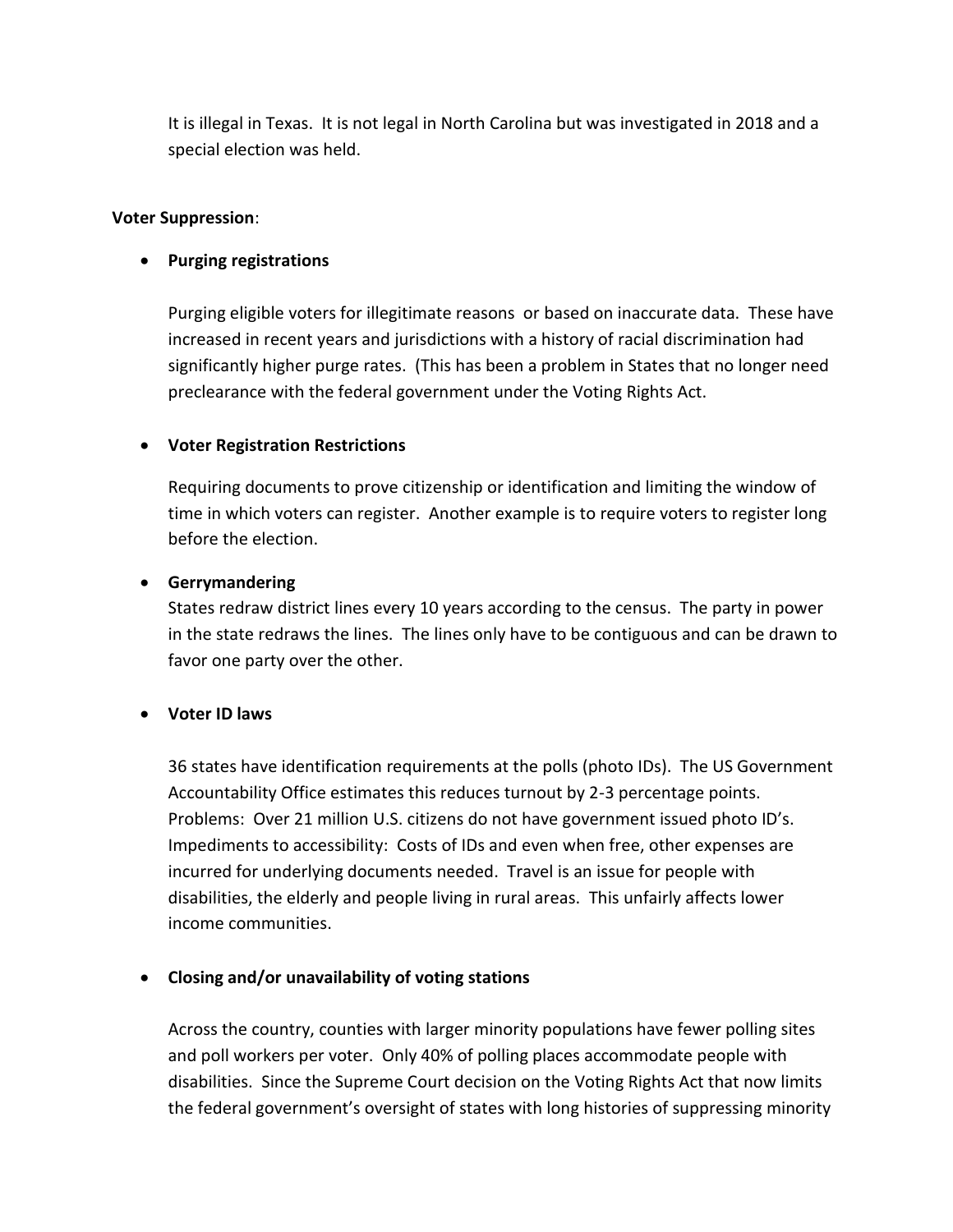It is illegal in Texas. It is not legal in North Carolina but was investigated in 2018 and a special election was held.

**Voter Suppression**:

- **Purging registrations**

  Purging eligible voters for illegitimate reasons or based on inaccurate data. These have increased in recent years and jurisdictions with a history of racial discrimination had significantly higher purge rates. (This has been a problem in States that no longer need preclearance with the federal government under the Voting Rights Act.

- **Voter Registration Restrictions**

  Requiring documents to prove citizenship or identification and limiting the window of time in which voters can register. Another example is to require voters to register long before the election.

- **Gerrymandering**

  States redraw district lines every 10 years according to the census. The party in power in the state redraws the lines. The lines only have to be contiguous and can be drawn to favor one party over the other.

- **Voter ID laws**

  36 states have identification requirements at the polls (photo IDs). The US Government Accountability Office estimates this reduces turnout by 2-3 percentage points. Problems: Over 21 million U.S. citizens do not have government issued photo ID's. Impediments to accessibility: Costs of IDs and even when free, other expenses are incurred for underlying documents needed. Travel is an issue for people with disabilities, the elderly and people living in rural areas. This unfairly affects lower income communities.

- **Closing and/or unavailability of voting stations**

  Across the country, counties with larger minority populations have fewer polling sites and poll workers per voter. Only 40% of polling places accommodate people with disabilities. Since the Supreme Court decision on the Voting Rights Act that now limits the federal government's oversight of states with long histories of suppressing minority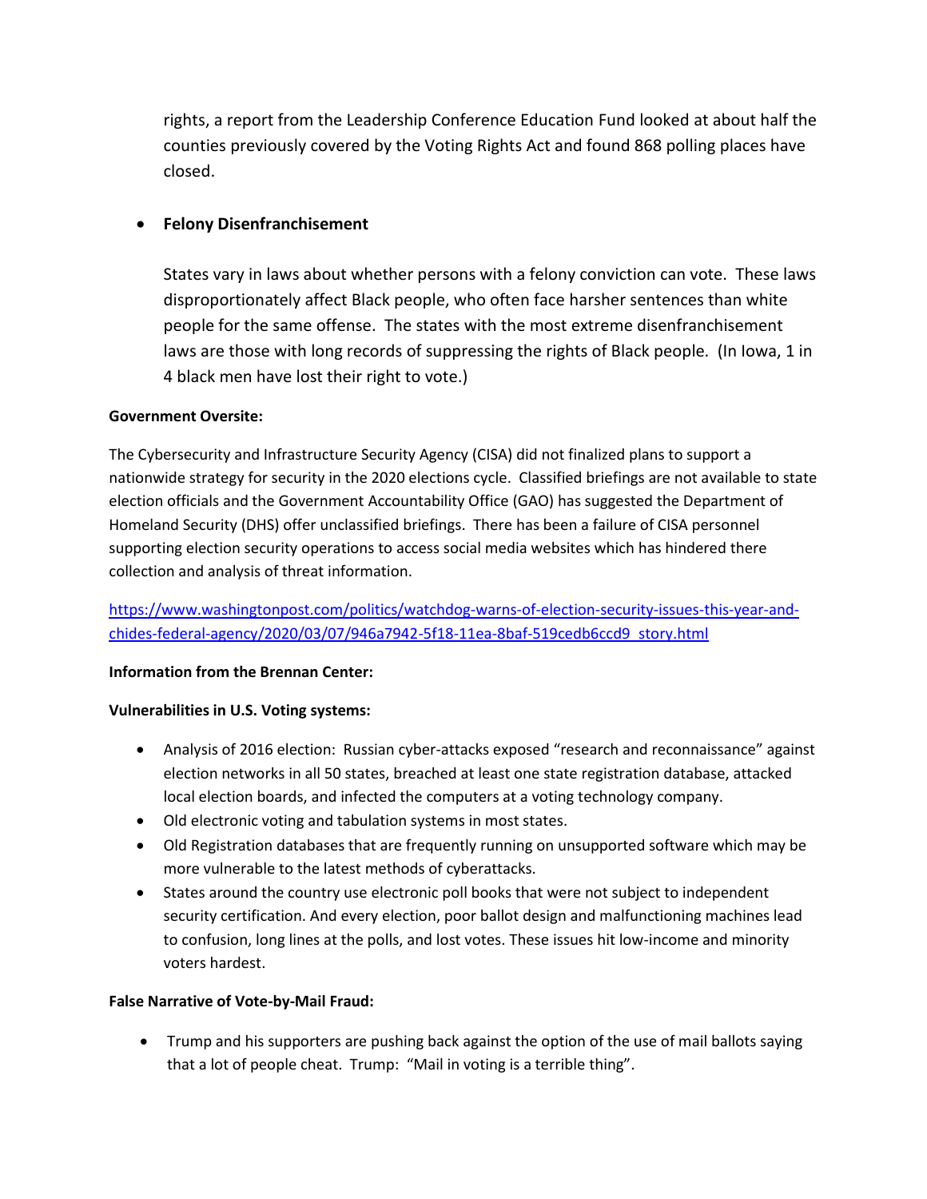rights, a report from the Leadership Conference Education Fund looked at about half the counties previously covered by the Voting Rights Act and found 868 polling places have closed.

- **Felony Disenfranchisement**

  States vary in laws about whether persons with a felony conviction can vote. These laws disproportionately affect Black people, who often face harsher sentences than white people for the same offense. The states with the most extreme disenfranchisement laws are those with long records of suppressing the rights of Black people. (In Iowa, 1 in 4 black men have lost their right to vote.)

**Government Oversite:**

The Cybersecurity and Infrastructure Security Agency (CISA) did not finalized plans to support a nationwide strategy for security in the 2020 elections cycle. Classified briefings are not available to state election officials and the Government Accountability Office (GAO) has suggested the Department of Homeland Security (DHS) offer unclassified briefings. There has been a failure of CISA personnel supporting election security operations to access social media websites which has hindered there collection and analysis of threat information.

https://www.washingtonpost.com/politics/watchdog-warns-of-election-security-issues-this-year-and-chides-federal-agency/2020/03/07/946a7942-5f18-11ea-8baf-519cedb6ccd9_story.html

**Information from the Brennan Center:**

**Vulnerabilities in U.S. Voting systems:**

- Analysis of 2016 election: Russian cyber-attacks exposed "research and reconnaissance" against election networks in all 50 states, breached at least one state registration database, attacked local election boards, and infected the computers at a voting technology company.
- Old electronic voting and tabulation systems in most states.
- Old Registration databases that are frequently running on unsupported software which may be more vulnerable to the latest methods of cyberattacks.
- States around the country use electronic poll books that were not subject to independent security certification. And every election, poor ballot design and malfunctioning machines lead to confusion, long lines at the polls, and lost votes. These issues hit low-income and minority voters hardest.

**False Narrative of Vote-by-Mail Fraud:**

- Trump and his supporters are pushing back against the option of the use of mail ballots saying that a lot of people cheat. Trump: "Mail in voting is a terrible thing".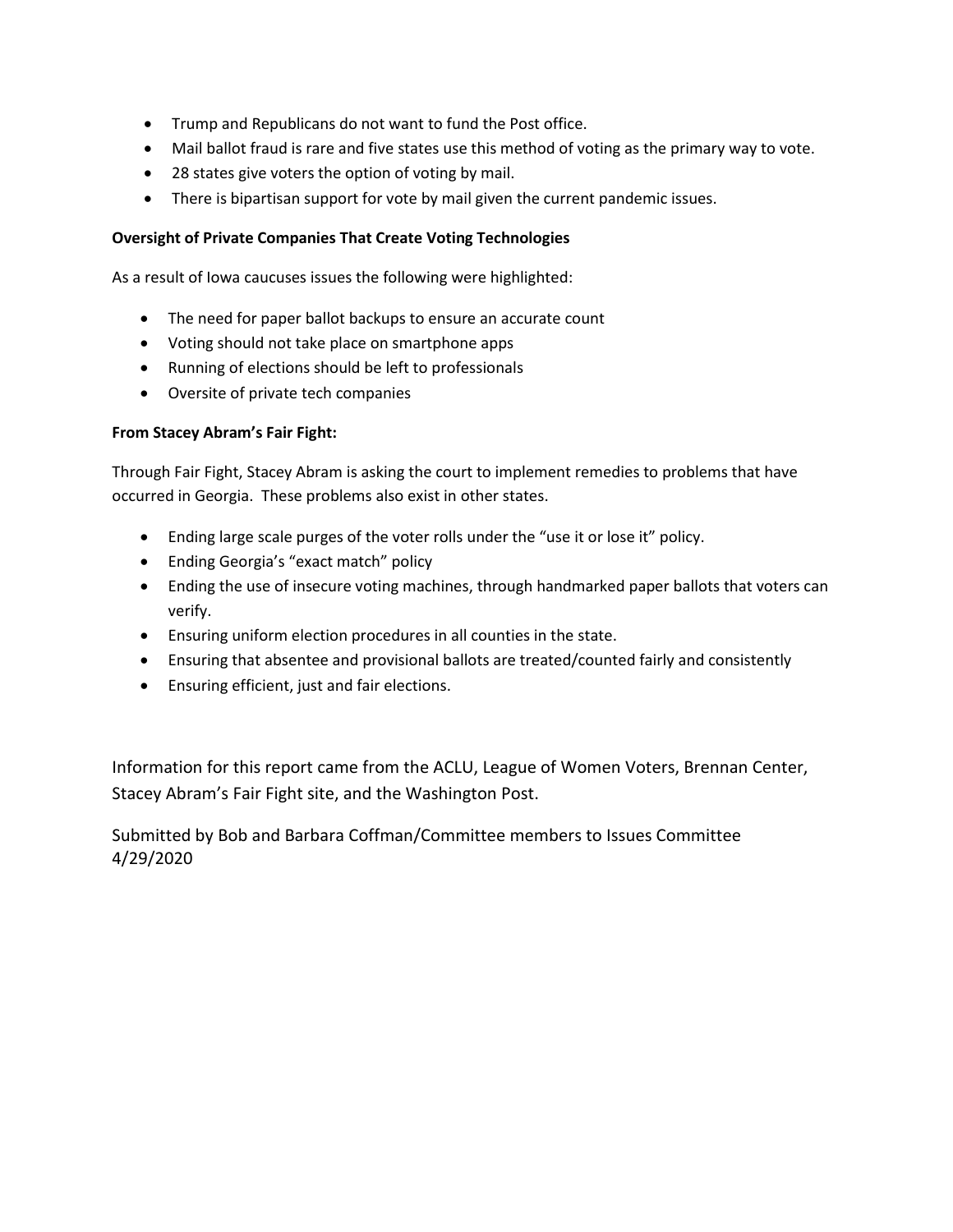- Trump and Republicans do not want to fund the Post office.
- Mail ballot fraud is rare and five states use this method of voting as the primary way to vote.
- 28 states give voters the option of voting by mail.
- There is bipartisan support for vote by mail given the current pandemic issues.

**Oversight of Private Companies That Create Voting Technologies**

As a result of Iowa caucuses issues the following were highlighted:

- The need for paper ballot backups to ensure an accurate count
- Voting should not take place on smartphone apps
- Running of elections should be left to professionals
- Oversite of private tech companies

**From Stacey Abram's Fair Fight:**

Through Fair Fight, Stacey Abram is asking the court to implement remedies to problems that have occurred in Georgia. These problems also exist in other states.

- Ending large scale purges of the voter rolls under the "use it or lose it" policy.
- Ending Georgia's "exact match" policy
- Ending the use of insecure voting machines, through handmarked paper ballots that voters can verify.
- Ensuring uniform election procedures in all counties in the state.
- Ensuring that absentee and provisional ballots are treated/counted fairly and consistently
- Ensuring efficient, just and fair elections.

Information for this report came from the ACLU, League of Women Voters, Brennan Center, Stacey Abram's Fair Fight site, and the Washington Post.

Submitted by Bob and Barbara Coffman/Committee members to Issues Committee
4/29/2020